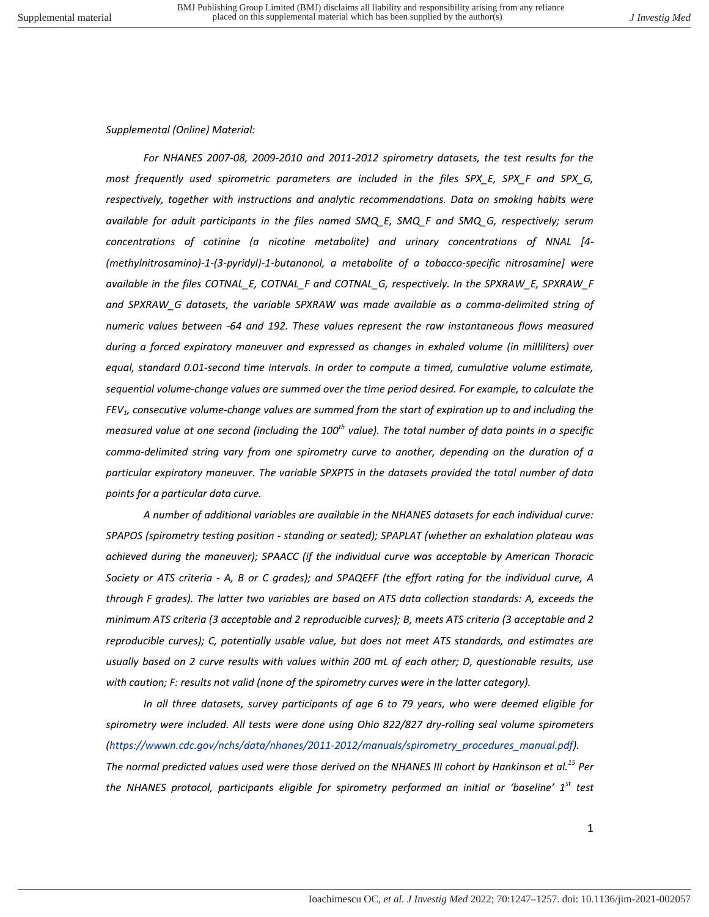*Supplemental (Online) Material:*

*For NHANES 2007-08, 2009-2010 and 2011-2012 spirometry datasets, the test results for the most frequently used spirometric parameters are included in the files SPX_E, SPX_F and SPX_G, respectively, together with instructions and analytic recommendations. Data on smoking habits were available for adult participants in the files named SMQ_E, SMQ_F and SMQ_G, respectively; serum concentrations of cotinine (a nicotine metabolite) and urinary concentrations of NNAL [4-(methylnitrosamino)-1-(3-pyridyl)-1-butanonol, a metabolite of a tobacco-specific nitrosamine] were available in the files COTNAL_E, COTNAL_F and COTNAL_G, respectively. In the SPXRAW_E, SPXRAW_F and SPXRAW_G datasets, the variable SPXRAW was made available as a comma-delimited string of numeric values between -64 and 192. These values represent the raw instantaneous flows measured during a forced expiratory maneuver and expressed as changes in exhaled volume (in milliliters) over equal, standard 0.01-second time intervals. In order to compute a timed, cumulative volume estimate, sequential volume-change values are summed over the time period desired. For example, to calculate the $FEV_1$, consecutive volume-change values are summed from the start of expiration up to and including the measured value at one second (including the $100^{th}$ value). The total number of data points in a specific comma-delimited string vary from one spirometry curve to another, depending on the duration of a particular expiratory maneuver. The variable SPXPTS in the datasets provided the total number of data points for a particular data curve.*

*A number of additional variables are available in the NHANES datasets for each individual curve: SPAPOS (spirometry testing position - standing or seated); SPAPLAT (whether an exhalation plateau was achieved during the maneuver); SPAACC (if the individual curve was acceptable by American Thoracic Society or ATS criteria - A, B or C grades); and SPAQEFF (the effort rating for the individual curve, A through F grades). The latter two variables are based on ATS data collection standards: A, exceeds the minimum ATS criteria (3 acceptable and 2 reproducible curves); B, meets ATS criteria (3 acceptable and 2 reproducible curves); C, potentially usable value, but does not meet ATS standards, and estimates are usually based on 2 curve results with values within 200 mL of each other; D, questionable results, use with caution; F: results not valid (none of the spirometry curves were in the latter category).*

*In all three datasets, survey participants of age 6 to 79 years, who were deemed eligible for spirometry were included. All tests were done using Ohio 822/827 dry-rolling seal volume spirometers (https://wwwn.cdc.gov/nchs/data/nhanes/2011-2012/manuals/spirometry_procedures_manual.pdf). The normal predicted values used were those derived on the NHANES III cohort by Hankinson et al.[15] Per the NHANES protocol, participants eligible for spirometry performed an initial or 'baseline' $1^{st}$ test*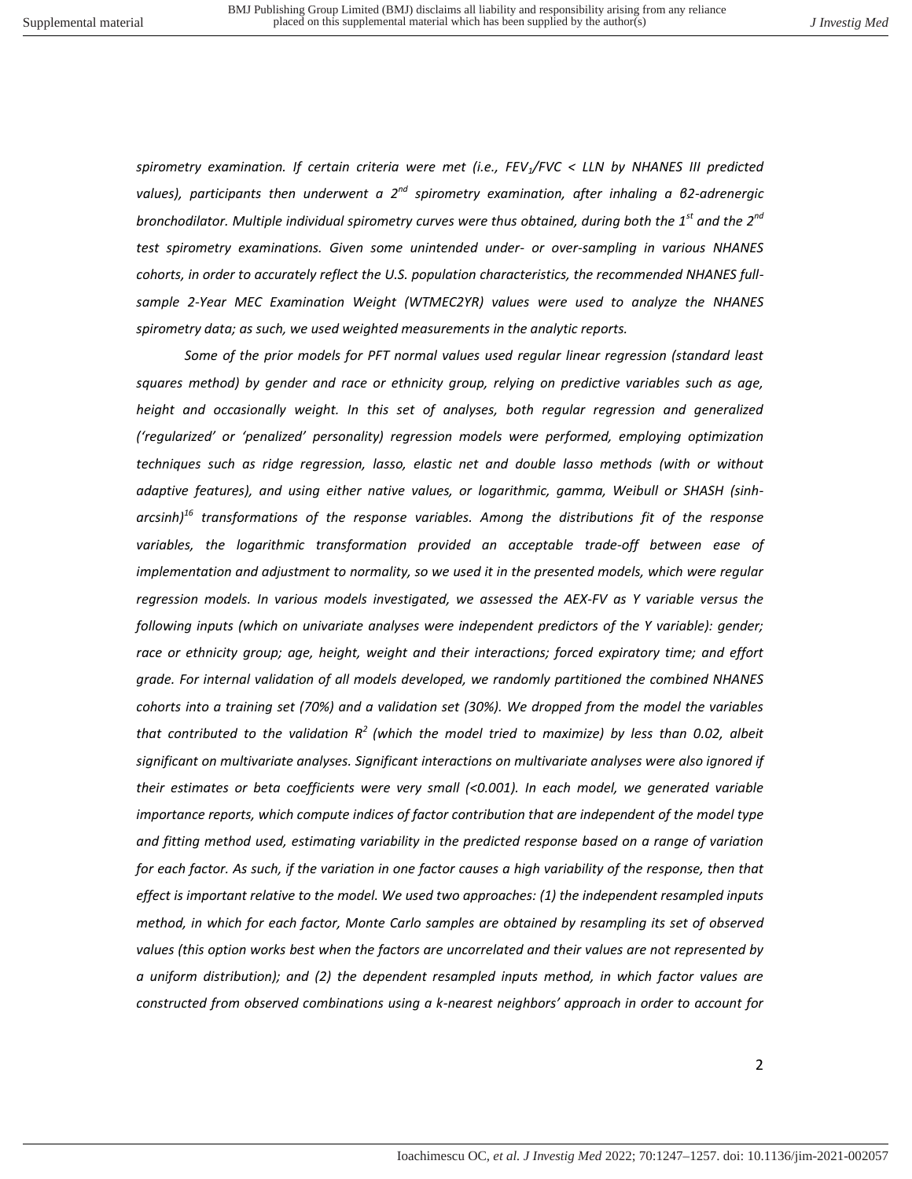*spirometry examination. If certain criteria were met (i.e., $FEV_1/FVC$ < LLN by NHANES III predicted values), participants then underwent a $2^{nd}$ spirometry examination, after inhaling a β2-adrenergic bronchodilator. Multiple individual spirometry curves were thus obtained, during both the $1^{st}$ and the $2^{nd}$ test spirometry examinations. Given some unintended under- or over-sampling in various NHANES cohorts, in order to accurately reflect the U.S. population characteristics, the recommended NHANES full-sample 2-Year MEC Examination Weight (WTMEC2YR) values were used to analyze the NHANES spirometry data; as such, we used weighted measurements in the analytic reports.*

*Some of the prior models for PFT normal values used regular linear regression (standard least squares method) by gender and race or ethnicity group, relying on predictive variables such as age, height and occasionally weight. In this set of analyses, both regular regression and generalized ('regularized' or 'penalized' personality) regression models were performed, employing optimization techniques such as ridge regression, lasso, elastic net and double lasso methods (with or without adaptive features), and using either native values, or logarithmic, gamma, Weibull or SHASH (sinh-arcsinh)[16] transformations of the response variables. Among the distributions fit of the response variables, the logarithmic transformation provided an acceptable trade-off between ease of implementation and adjustment to normality, so we used it in the presented models, which were regular regression models. In various models investigated, we assessed the AEX-FV as Y variable versus the following inputs (which on univariate analyses were independent predictors of the Y variable): gender; race or ethnicity group; age, height, weight and their interactions; forced expiratory time; and effort grade. For internal validation of all models developed, we randomly partitioned the combined NHANES cohorts into a training set (70%) and a validation set (30%). We dropped from the model the variables that contributed to the validation $R^2$ (which the model tried to maximize) by less than 0.02, albeit significant on multivariate analyses. Significant interactions on multivariate analyses were also ignored if their estimates or beta coefficients were very small (<0.001). In each model, we generated variable importance reports, which compute indices of factor contribution that are independent of the model type and fitting method used, estimating variability in the predicted response based on a range of variation for each factor. As such, if the variation in one factor causes a high variability of the response, then that effect is important relative to the model. We used two approaches: (1) the independent resampled inputs method, in which for each factor, Monte Carlo samples are obtained by resampling its set of observed values (this option works best when the factors are uncorrelated and their values are not represented by a uniform distribution); and (2) the dependent resampled inputs method, in which factor values are constructed from observed combinations using a k-nearest neighbors' approach in order to account for*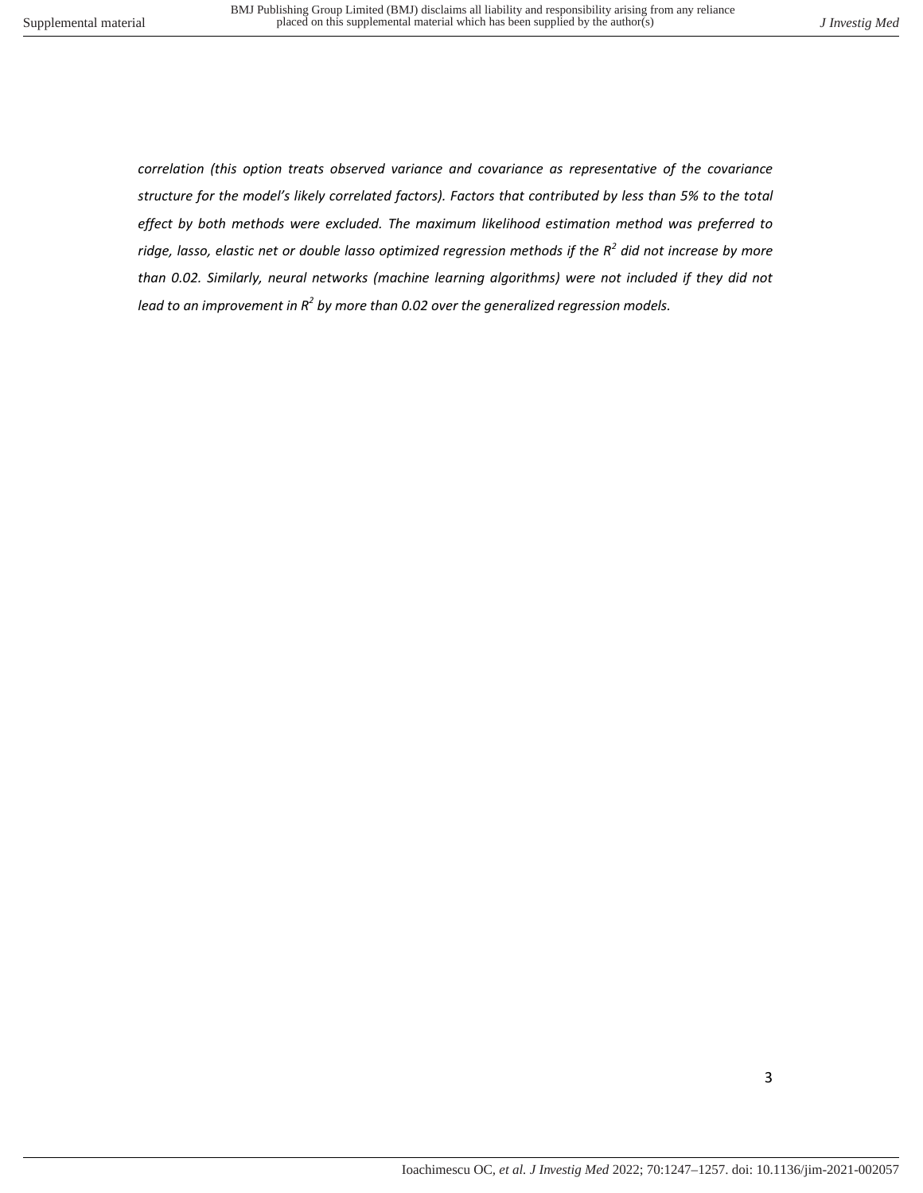*correlation (this option treats observed variance and covariance as representative of the covariance structure for the model's likely correlated factors). Factors that contributed by less than 5% to the total effect by both methods were excluded. The maximum likelihood estimation method was preferred to ridge, lasso, elastic net or double lasso optimized regression methods if the $R^2$ did not increase by more than 0.02. Similarly, neural networks (machine learning algorithms) were not included if they did not lead to an improvement in $R^2$ by more than 0.02 over the generalized regression models.*